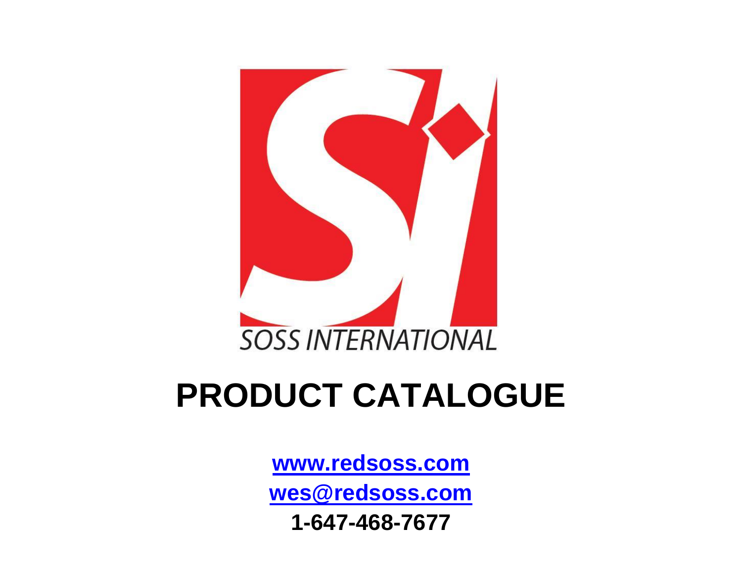SOSS INTERNATIONAL

# PRODUCT CATALOGUE

**[www.redsoss.com](http://www.redsoss.com)**

**[wes@redsoss.com](mailto:wes@redsoss.com)**

**1-647-468-7677**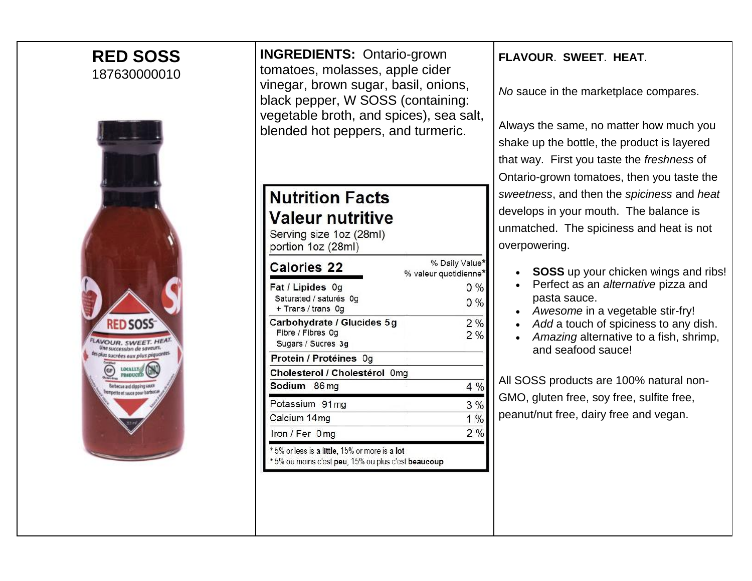**RED SOSS**
187630000010

**INGREDIENTS:** Ontario-grown tomatoes, molasses, apple cider vinegar, brown sugar, basil, onions, black pepper, W SOSS (containing: vegetable broth, and spices), sea salt, blended hot peppers, and turmeric.

**Nutrition Facts**
**Valeur nutritive**
Serving size 1oz (28ml)
portion 1oz (28ml)

| Calories 22 | % Daily Value* % valeur quotidienne* |
|---|---|
| **Fat / Lipides** 0g | 0 % |
| Saturated / saturés 0g + Trans / trans 0g | 0 % |
| **Carbohydrate / Glucides** 5g | 2 % |
| Fibre / Fibres 0g | 2 % |
| Sugars / Sucres 3g | |
| **Protein / Protéines** 0g | |
| **Cholesterol / Cholestérol** 0mg | |
| **Sodium** 86mg | 4 % |
| Potassium 91mg | 3 % |
| Calcium 14mg | 1 % |
| Iron / Fer 0mg | 2 % |

\* 5% or less is **a little**, 15% or more is **a lot**
\* 5% ou moins c'est **peu**, 15% ou plus c'est **beaucoup**

**FLAVOUR**. **SWEET**. **HEAT**.

*No* sauce in the marketplace compares.

Always the same, no matter how much you shake up the bottle, the product is layered that way. First you taste the *freshness* of Ontario-grown tomatoes, then you taste the *sweetness*, and then the *spiciness* and *heat* develops in your mouth. The balance is unmatched. The spiciness and heat is not overpowering.

- **SOSS** up your chicken wings and ribs!
- Perfect as an *alternative* pizza and pasta sauce.
- *Awesome* in a vegetable stir-fry!
- *Add* a touch of spiciness to any dish.
- *Amazing* alternative to a fish, shrimp, and seafood sauce!

All SOSS products are 100% natural non-GMO, gluten free, soy free, sulfite free, peanut/nut free, dairy free and vegan.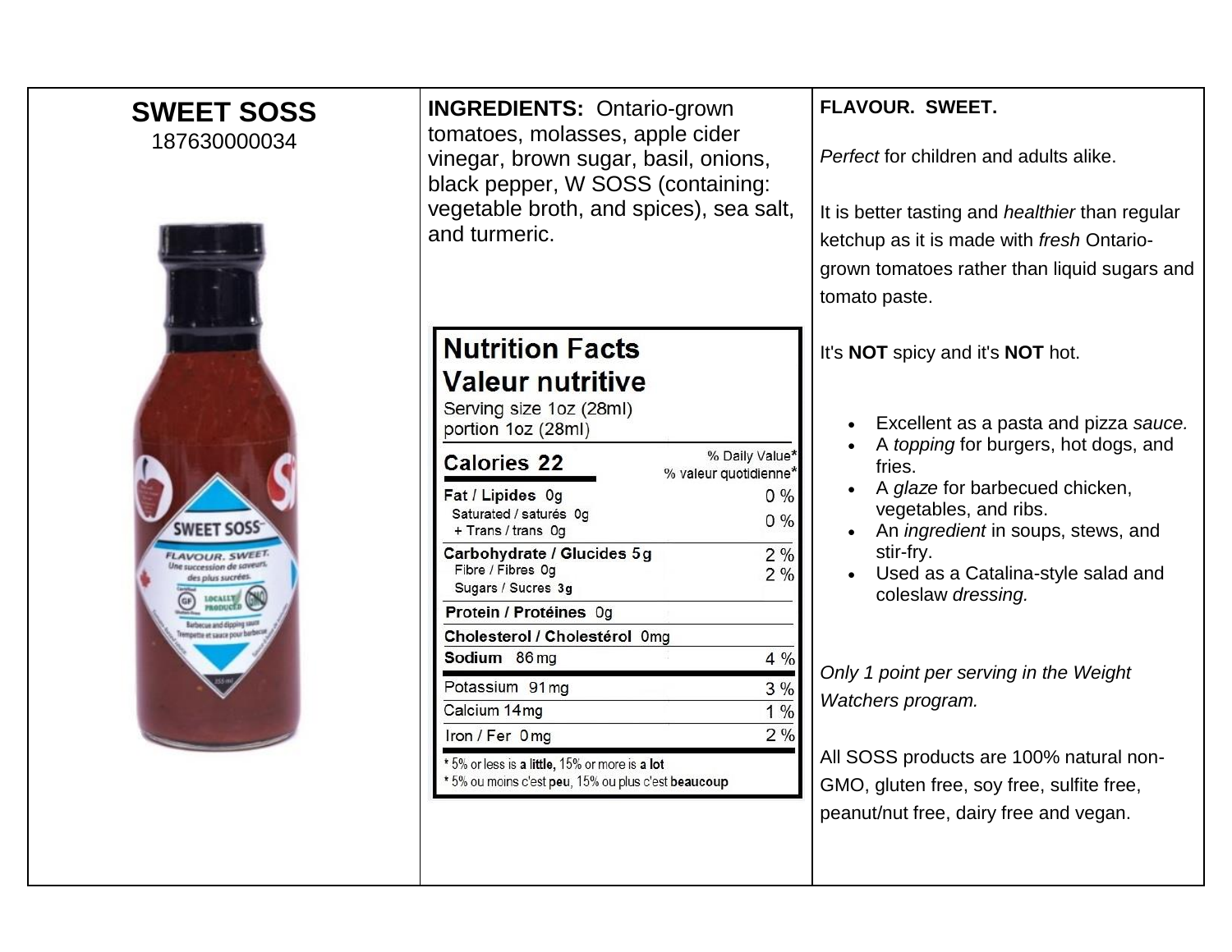# SWEET SOSS

187630000034

**INGREDIENTS:** Ontario-grown tomatoes, molasses, apple cider vinegar, brown sugar, basil, onions, black pepper, W SOSS (containing: vegetable broth, and spices), sea salt, and turmeric.

**Nutrition Facts**
**Valeur nutritive**
Serving size 1oz (28ml)
portion 1oz (28ml)

| **Calories 22** | % Daily Value* / % valeur quotidienne* |
|---|---|
| **Fat / Lipides** 0g | 0 % |
| Saturated / saturés 0g + Trans / trans 0g | 0 % |
| **Carbohydrate / Glucides** 5g | 2 % |
| Fibre / Fibres 0g | 2 % |
| Sugars / Sucres 3g | |
| **Protein / Protéines** 0g | |
| **Cholesterol / Cholestérol** 0mg | |
| **Sodium** 86 mg | 4 % |
| Potassium 91 mg | 3 % |
| Calcium 14mg | 1 % |
| Iron / Fer 0mg | 2 % |

\* 5% or less is **a little**, 15% or more is **a lot**
\* 5% ou moins c'est **peu**, 15% ou plus c'est **beaucoup**

**FLAVOUR. SWEET.**

*Perfect* for children and adults alike.

It is better tasting and *healthier* than regular ketchup as it is made with *fresh* Ontario-grown tomatoes rather than liquid sugars and tomato paste.

It's **NOT** spicy and it's **NOT** hot.

- Excellent as a pasta and pizza *sauce.*
- A *topping* for burgers, hot dogs, and fries.
- A *glaze* for barbecued chicken, vegetables, and ribs.
- An *ingredient* in soups, stews, and stir-fry.
- Used as a Catalina-style salad and coleslaw *dressing.*

*Only 1 point per serving in the Weight Watchers program.*

All SOSS products are 100% natural non-GMO, gluten free, soy free, sulfite free, peanut/nut free, dairy free and vegan.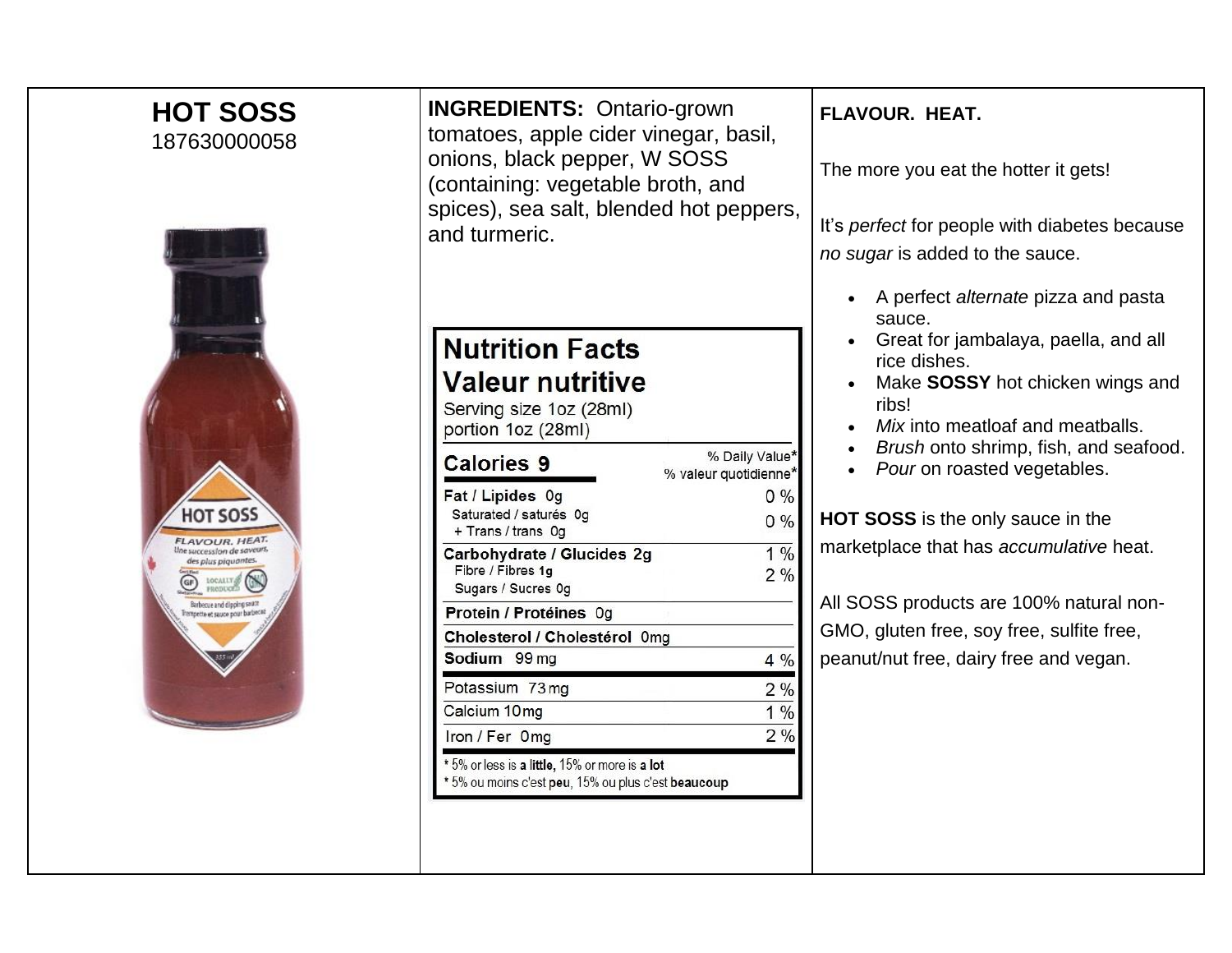# HOT SOSS

187630000058

**INGREDIENTS:** Ontario-grown tomatoes, apple cider vinegar, basil, onions, black pepper, W SOSS (containing: vegetable broth, and spices), sea salt, blended hot peppers, and turmeric.

## Nutrition Facts
## Valeur nutritive

Serving size 1oz (28ml)
portion 1oz (28ml)

| **Calories 9** | % Daily Value* / % valeur quotidienne* |
|---|---|
| **Fat / Lipides** 0g | 0 % |
| Saturated / saturés 0g + Trans / trans 0g | 0 % |
| **Carbohydrate / Glucides** 2g | 1 % |
| Fibre / Fibres 1g | 2 % |
| Sugars / Sucres 0g | |
| **Protein / Protéines** 0g | |
| **Cholesterol / Cholestérol** 0mg | |
| **Sodium** 99 mg | 4 % |
| Potassium 73 mg | 2 % |
| Calcium 10mg | 1 % |
| Iron / Fer 0mg | 2 % |

\* 5% or less is **a little**, 15% or more is **a lot**
\* 5% ou moins c'est **peu**, 15% ou plus c'est **beaucoup**

**FLAVOUR. HEAT.**

The more you eat the hotter it gets!

It's *perfect* for people with diabetes because *no sugar* is added to the sauce.

- A perfect *alternate* pizza and pasta sauce.
- Great for jambalaya, paella, and all rice dishes.
- Make **SOSSY** hot chicken wings and ribs!
- *Mix* into meatloaf and meatballs.
- *Brush* onto shrimp, fish, and seafood.
- *Pour* on roasted vegetables.

**HOT SOSS** is the only sauce in the marketplace that has *accumulative* heat.

All SOSS products are 100% natural non-GMO, gluten free, soy free, sulfite free, peanut/nut free, dairy free and vegan.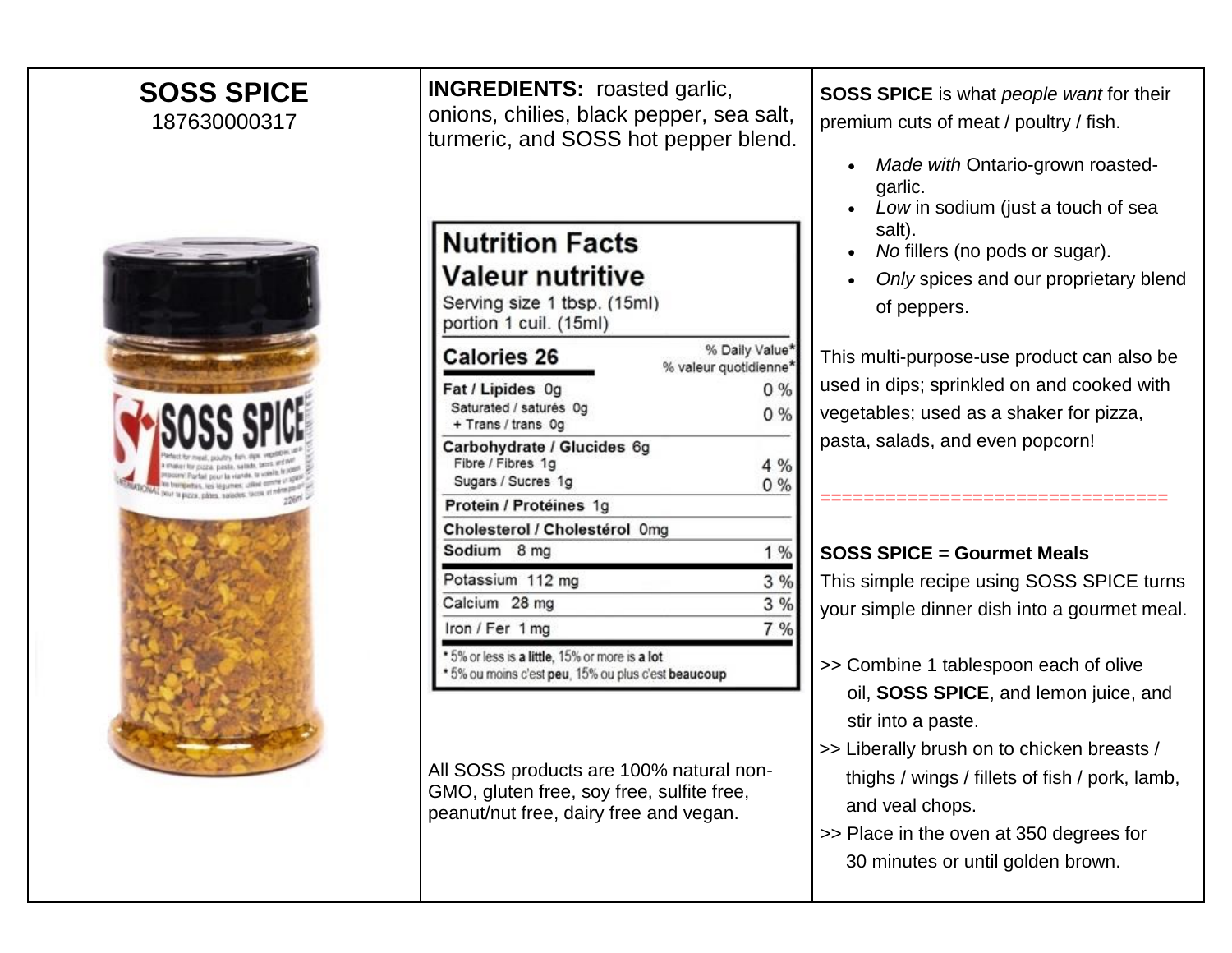# SOSS SPICE

187630000317

**INGREDIENTS:** roasted garlic, onions, chilies, black pepper, sea salt, turmeric, and SOSS hot pepper blend.

**Nutrition Facts**
**Valeur nutritive**
Serving size 1 tbsp. (15ml)
portion 1 cuil. (15ml)

| Calories 26 | % Daily Value* / % valeur quotidienne* |
|---|---|
| **Fat / Lipides** 0g | 0 % |
| Saturated / saturés 0g + Trans / trans 0g | 0 % |
| **Carbohydrate / Glucides** 6g | |
| Fibre / Fibres 1g | 4 % |
| Sugars / Sucres 1g | 0 % |
| **Protein / Protéines** 1g | |
| **Cholesterol / Cholestérol** 0mg | |
| **Sodium** 8 mg | 1 % |
| Potassium 112 mg | 3 % |
| Calcium 28 mg | 3 % |
| Iron / Fer 1 mg | 7 % |

*5% or less is **a little**, 15% or more is **a lot**
*5% ou moins c'est **peu**, 15% ou plus c'est **beaucoup**

All SOSS products are 100% natural non-GMO, gluten free, soy free, sulfite free, peanut/nut free, dairy free and vegan.

**SOSS SPICE** is what *people want* for their premium cuts of meat / poultry / fish.

- *Made with* Ontario-grown roasted-garlic.
- *Low* in sodium (just a touch of sea salt).
- *No* fillers (no pods or sugar).
- *Only* spices and our proprietary blend of peppers.

This multi-purpose-use product can also be used in dips; sprinkled on and cooked with vegetables; used as a shaker for pizza, pasta, salads, and even popcorn!

================================

**SOSS SPICE = Gourmet Meals**

This simple recipe using SOSS SPICE turns your simple dinner dish into a gourmet meal.

>> Combine 1 tablespoon each of olive oil, **SOSS SPICE**, and lemon juice, and stir into a paste.

>> Liberally brush on to chicken breasts / thighs / wings / fillets of fish / pork, lamb, and veal chops.

>> Place in the oven at 350 degrees for 30 minutes or until golden brown.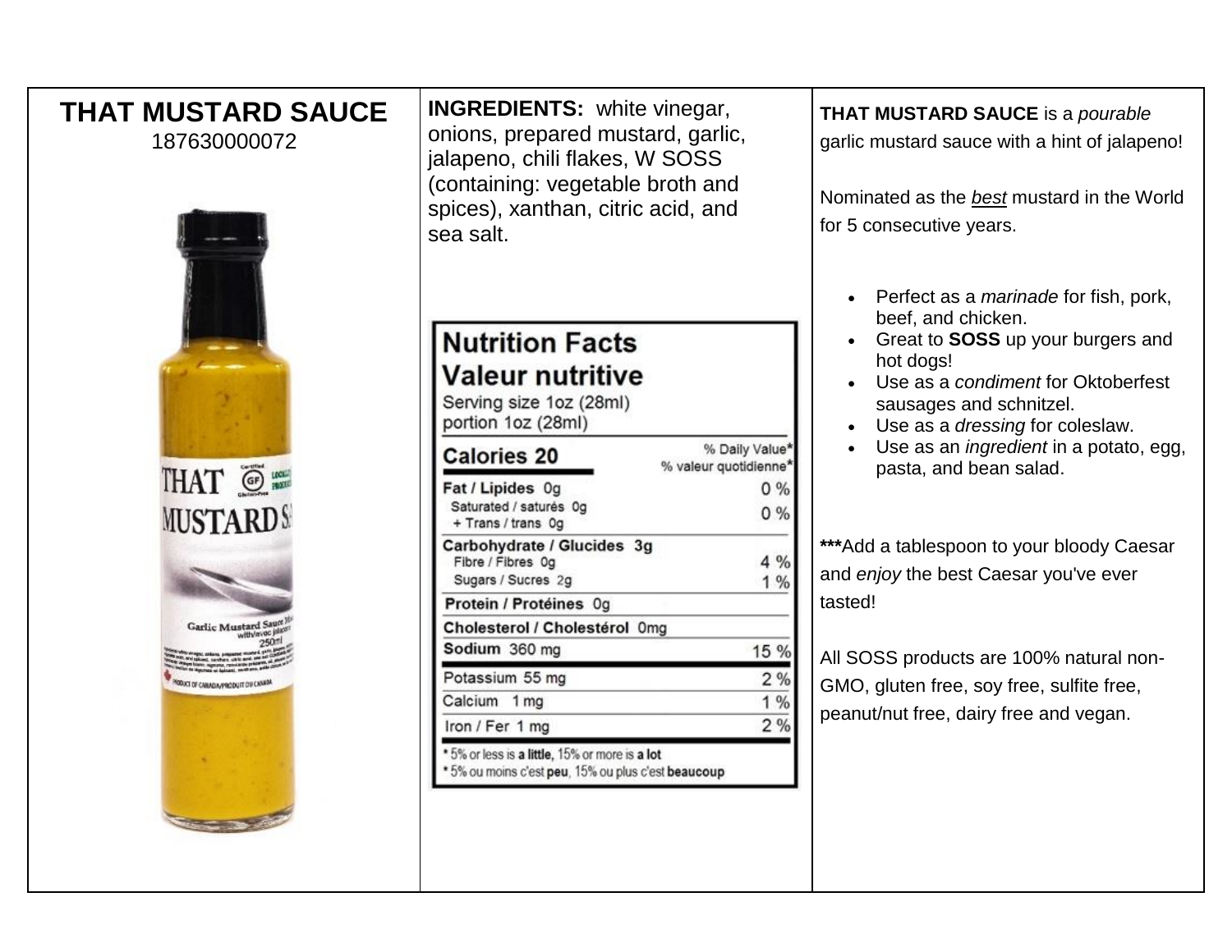## THAT MUSTARD SAUCE

187630000072

**INGREDIENTS:** white vinegar, onions, prepared mustard, garlic, jalapeno, chili flakes, W SOSS (containing: vegetable broth and spices), xanthan, citric acid, and sea salt.

**Nutrition Facts**
**Valeur nutritive**
Serving size 1oz (28ml)
portion 1oz (28ml)

| **Calories 20** | % Daily Value* % valeur quotidienne* |
|---|---|
| **Fat / Lipides** 0g | 0 % |
| Saturated / saturés 0g + Trans / trans 0g | 0 % |
| **Carbohydrate / Glucides** 3g | |
| Fibre / Fibres 0g | 4 % |
| Sugars / Sucres 2g | 1 % |
| **Protein / Protéines** 0g | |
| **Cholesterol / Cholestérol** 0mg | |
| **Sodium** 360 mg | 15 % |
| Potassium 55 mg | 2 % |
| Calcium 1 mg | 1 % |
| Iron / Fer 1 mg | 2 % |

* 5% or less is **a little**, 15% or more is **a lot**
* 5% ou moins c'est **peu**, 15% ou plus c'est **beaucoup**

**THAT MUSTARD SAUCE** is a *pourable* garlic mustard sauce with a hint of jalapeno!

Nominated as the *best* mustard in the World for 5 consecutive years.

- Perfect as a *marinade* for fish, pork, beef, and chicken.
- Great to **SOSS** up your burgers and hot dogs!
- Use as a *condiment* for Oktoberfest sausages and schnitzel.
- Use as a *dressing* for coleslaw.
- Use as an *ingredient* in a potato, egg, pasta, and bean salad.

**\*\*\***Add a tablespoon to your bloody Caesar and *enjoy* the best Caesar you've ever tasted!

All SOSS products are 100% natural non-GMO, gluten free, soy free, sulfite free, peanut/nut free, dairy free and vegan.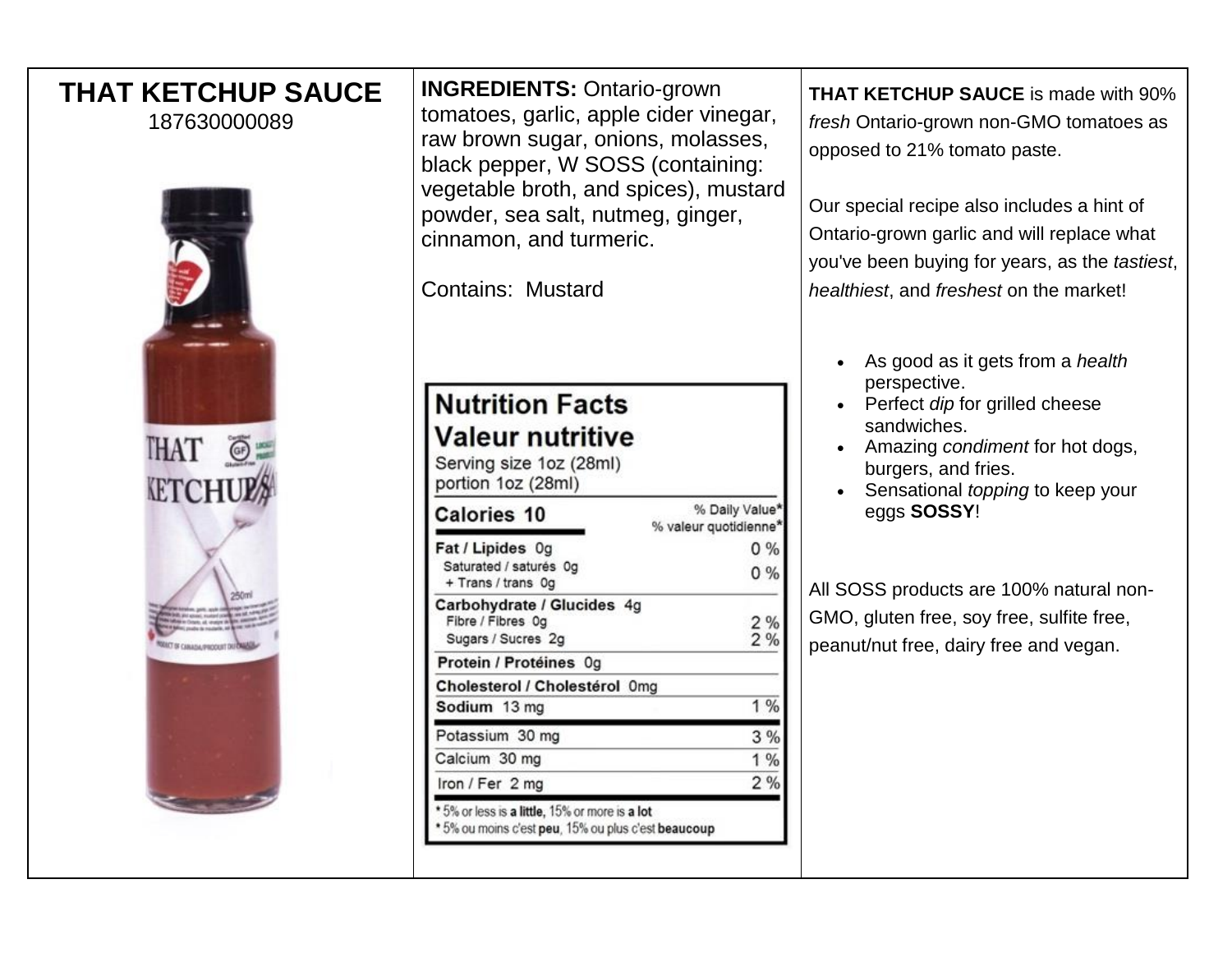# THAT KETCHUP SAUCE

187630000089

**INGREDIENTS:** Ontario-grown tomatoes, garlic, apple cider vinegar, raw brown sugar, onions, molasses, black pepper, W SOSS (containing: vegetable broth, and spices), mustard powder, sea salt, nutmeg, ginger, cinnamon, and turmeric.

Contains: Mustard

**Nutrition Facts**
**Valeur nutritive**
Serving size 1oz (28ml)
portion 1oz (28ml)

| **Calories 10** | % Daily Value* / % valeur quotidienne* |
|---|---|
| **Fat / Lipides** 0g | 0 % |
| Saturated / saturés 0g + Trans / trans 0g | 0 % |
| **Carbohydrate / Glucides** 4g | |
| Fibre / Fibres 0g | 2 % |
| Sugars / Sucres 2g | 2 % |
| **Protein / Protéines** 0g | |
| **Cholesterol / Cholestérol** 0mg | |
| **Sodium** 13 mg | 1 % |
| Potassium 30 mg | 3 % |
| Calcium 30 mg | 1 % |
| Iron / Fer 2 mg | 2 % |

* 5% or less is **a little**, 15% or more is **a lot**
* 5% ou moins c'est **peu**, 15% ou plus c'est **beaucoup**

**THAT KETCHUP SAUCE** is made with 90% *fresh* Ontario-grown non-GMO tomatoes as opposed to 21% tomato paste.

Our special recipe also includes a hint of Ontario-grown garlic and will replace what you've been buying for years, as the *tastiest*, *healthiest*, and *freshest* on the market!

- As good as it gets from a *health* perspective.
- Perfect *dip* for grilled cheese sandwiches.
- Amazing *condiment* for hot dogs, burgers, and fries.
- Sensational *topping* to keep your eggs **SOSSY**!

All SOSS products are 100% natural non-GMO, gluten free, soy free, sulfite free, peanut/nut free, dairy free and vegan.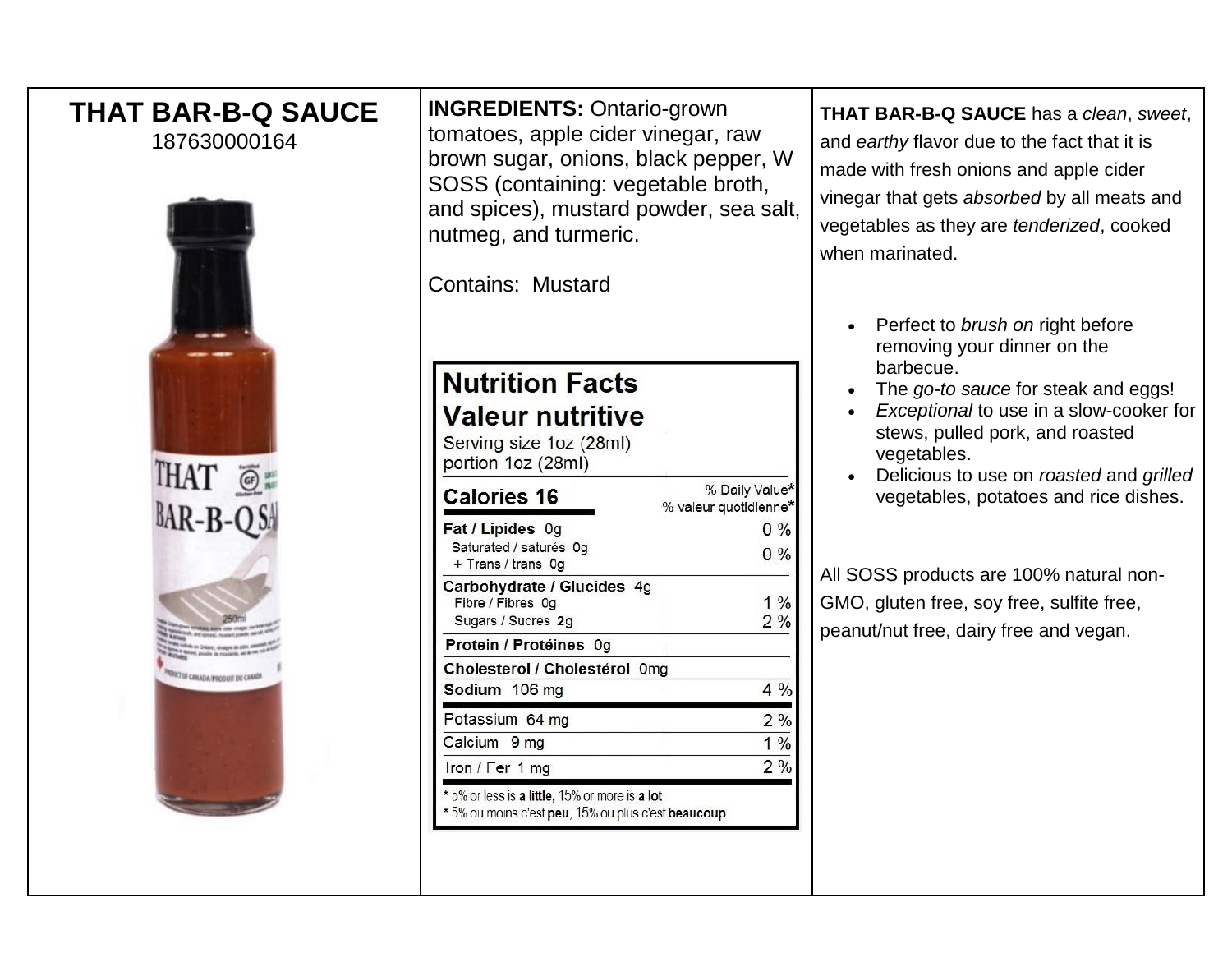## THAT BAR-B-Q SAUCE

187630000164

**INGREDIENTS:** Ontario-grown tomatoes, apple cider vinegar, raw brown sugar, onions, black pepper, W SOSS (containing: vegetable broth, and spices), mustard powder, sea salt, nutmeg, and turmeric.

Contains: Mustard

**Nutrition Facts**
**Valeur nutritive**
Serving size 1oz (28ml)
portion 1oz (28ml)

| **Calories 16** | % Daily Value* / % valeur quotidienne* |
|---|---|
| **Fat / Lipides** 0g | 0 % |
| Saturated / saturés 0g + Trans / trans 0g | 0 % |
| **Carbohydrate / Glucides** 4g | |
| Fibre / Fibres 0g | 1 % |
| Sugars / Sucres 2g | 2 % |
| **Protein / Protéines** 0g | |
| **Cholesterol / Cholestérol** 0mg | |
| **Sodium** 106 mg | 4 % |
| Potassium 64 mg | 2 % |
| Calcium 9 mg | 1 % |
| Iron / Fer 1 mg | 2 % |

\* 5% or less is **a little**, 15% or more is **a lot**
\* 5% ou moins c'est **peu**, 15% ou plus c'est **beaucoup**

**THAT BAR-B-Q SAUCE** has a *clean*, *sweet*, and *earthy* flavor due to the fact that it is made with fresh onions and apple cider vinegar that gets *absorbed* by all meats and vegetables as they are *tenderized*, cooked when marinated.

- Perfect to *brush on* right before removing your dinner on the barbecue.
- The *go-to sauce* for steak and eggs!
- *Exceptional* to use in a slow-cooker for stews, pulled pork, and roasted vegetables.
- Delicious to use on *roasted* and *grilled* vegetables, potatoes and rice dishes.

All SOSS products are 100% natural non-GMO, gluten free, soy free, sulfite free, peanut/nut free, dairy free and vegan.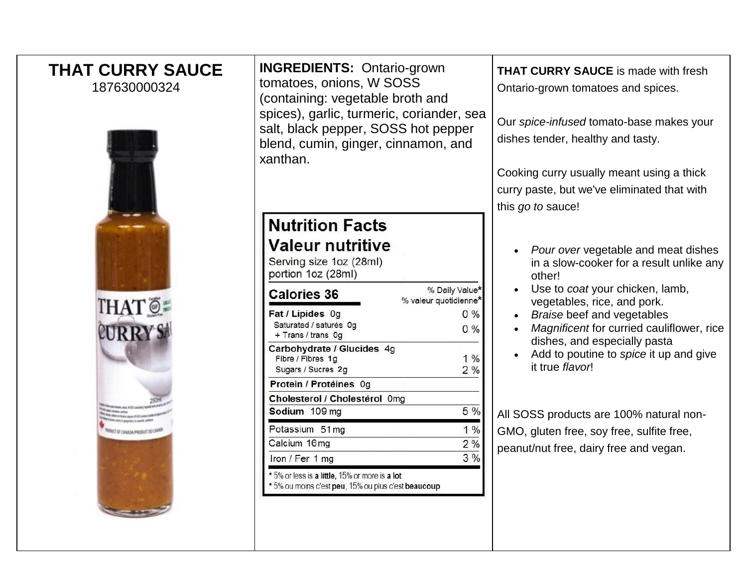# THAT CURRY SAUCE

187630000324

**INGREDIENTS:** Ontario-grown tomatoes, onions, W SOSS (containing: vegetable broth and spices), garlic, turmeric, coriander, sea salt, black pepper, SOSS hot pepper blend, cumin, ginger, cinnamon, and xanthan.

**Nutrition Facts**
**Valeur nutritive**
Serving size 1oz (28ml)
portion 1oz (28ml)

| Calories 36 | % Daily Value* / % valeur quotidienne* |
|---|---|
| **Fat / Lipides** 0g | 0 % |
| Saturated / saturés 0g + Trans / trans 0g | 0 % |
| **Carbohydrate / Glucides** 4g | |
| Fibre / Fibres 1g | 1 % |
| Sugars / Sucres 2g | 2 % |
| **Protein / Protéines** 0g | |
| **Cholesterol / Cholestérol** 0mg | |
| **Sodium** 109 mg | 5 % |
| Potassium 51 mg | 1 % |
| Calcium 16 mg | 2 % |
| Iron / Fer 1 mg | 3 % |

\* 5% or less is **a little**, 15% or more is **a lot**
\* 5% ou moins c'est **peu**, 15% ou plus c'est **beaucoup**

**THAT CURRY SAUCE** is made with fresh Ontario-grown tomatoes and spices.

Our *spice-infused* tomato-base makes your dishes tender, healthy and tasty.

Cooking curry usually meant using a thick curry paste, but we've eliminated that with this *go to* sauce!

- *Pour over* vegetable and meat dishes in a slow-cooker for a result unlike any other!
- Use to *coat* your chicken, lamb, vegetables, rice, and pork.
- *Braise* beef and vegetables
- *Magnificent* for curried cauliflower, rice dishes, and especially pasta
- Add to poutine to *spice* it up and give it true *flavor*!

All SOSS products are 100% natural non-GMO, gluten free, soy free, sulfite free, peanut/nut free, dairy free and vegan.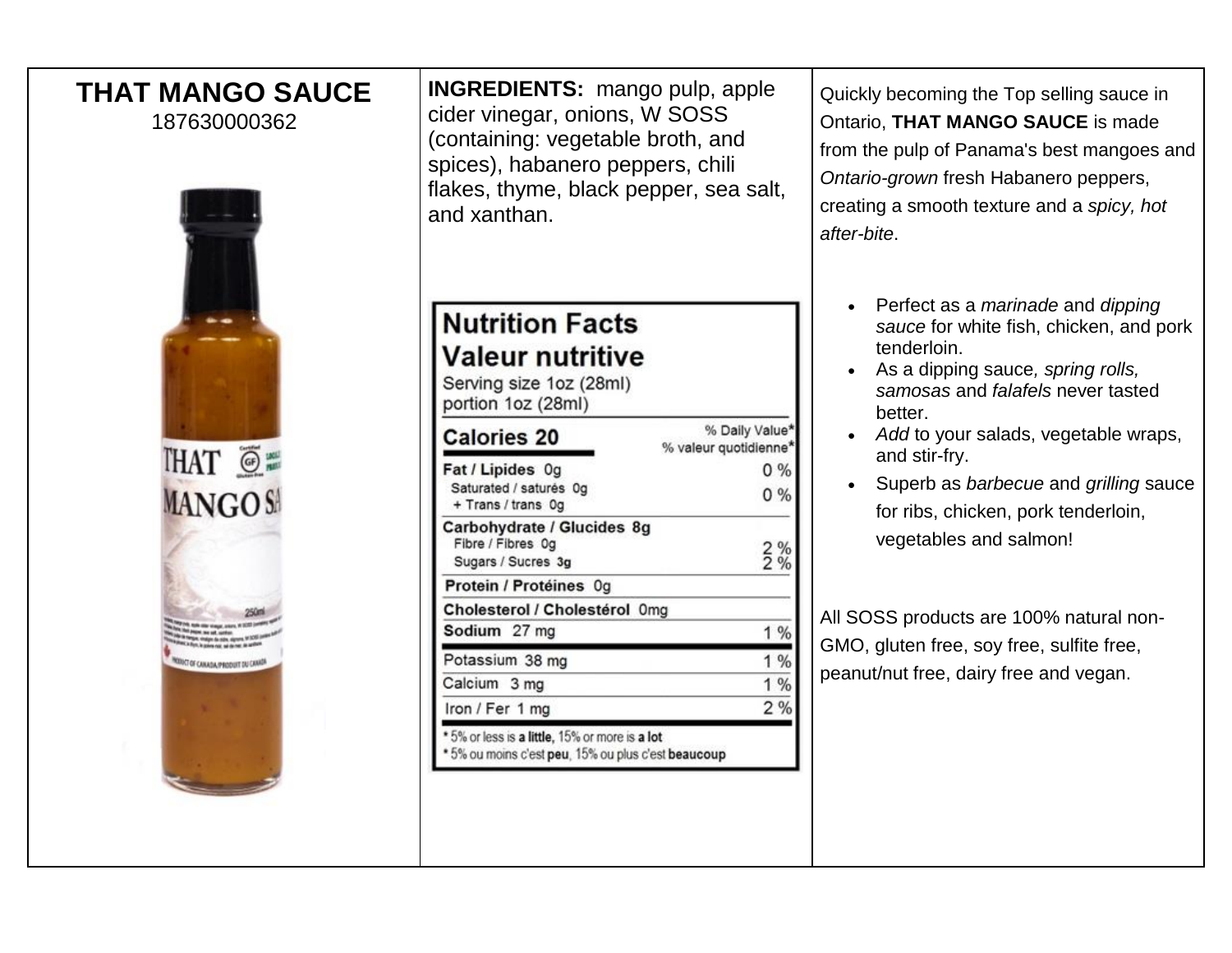# THAT MANGO SAUCE

187630000362

**INGREDIENTS:** mango pulp, apple cider vinegar, onions, W SOSS (containing: vegetable broth, and spices), habanero peppers, chili flakes, thyme, black pepper, sea salt, and xanthan.

**Nutrition Facts**
**Valeur nutritive**
Serving size 1oz (28ml)
portion 1oz (28ml)

| | % Daily Value* / % valeur quotidienne* |
|---|---|
| **Calories 20** | |
| **Fat / Lipides** 0g | 0 % |
| Saturated / saturés 0g + Trans / trans 0g | 0 % |
| **Carbohydrate / Glucides 8g** | |
| Fibre / Fibres 0g | 2 % |
| Sugars / Sucres 3g | 2 % |
| **Protein / Protéines** 0g | |
| **Cholesterol / Cholestérol** 0mg | |
| **Sodium** 27 mg | 1 % |
| Potassium 38 mg | 1 % |
| Calcium 3 mg | 1 % |
| Iron / Fer 1 mg | 2 % |

* 5% or less is **a little**, 15% or more is **a lot**
* 5% ou moins c'est **peu**, 15% ou plus c'est **beaucoup**

Quickly becoming the Top selling sauce in Ontario, **THAT MANGO SAUCE** is made from the pulp of Panama's best mangoes and *Ontario-grown* fresh Habanero peppers, creating a smooth texture and a *spicy, hot after-bite*.

- Perfect as a *marinade* and *dipping sauce* for white fish, chicken, and pork tenderloin.
- As a dipping sauce*, spring rolls, samosas* and *falafels* never tasted better.
- *Add* to your salads, vegetable wraps, and stir-fry.
- Superb as *barbecue* and *grilling* sauce for ribs, chicken, pork tenderloin, vegetables and salmon!

All SOSS products are 100% natural non-GMO, gluten free, soy free, sulfite free, peanut/nut free, dairy free and vegan.